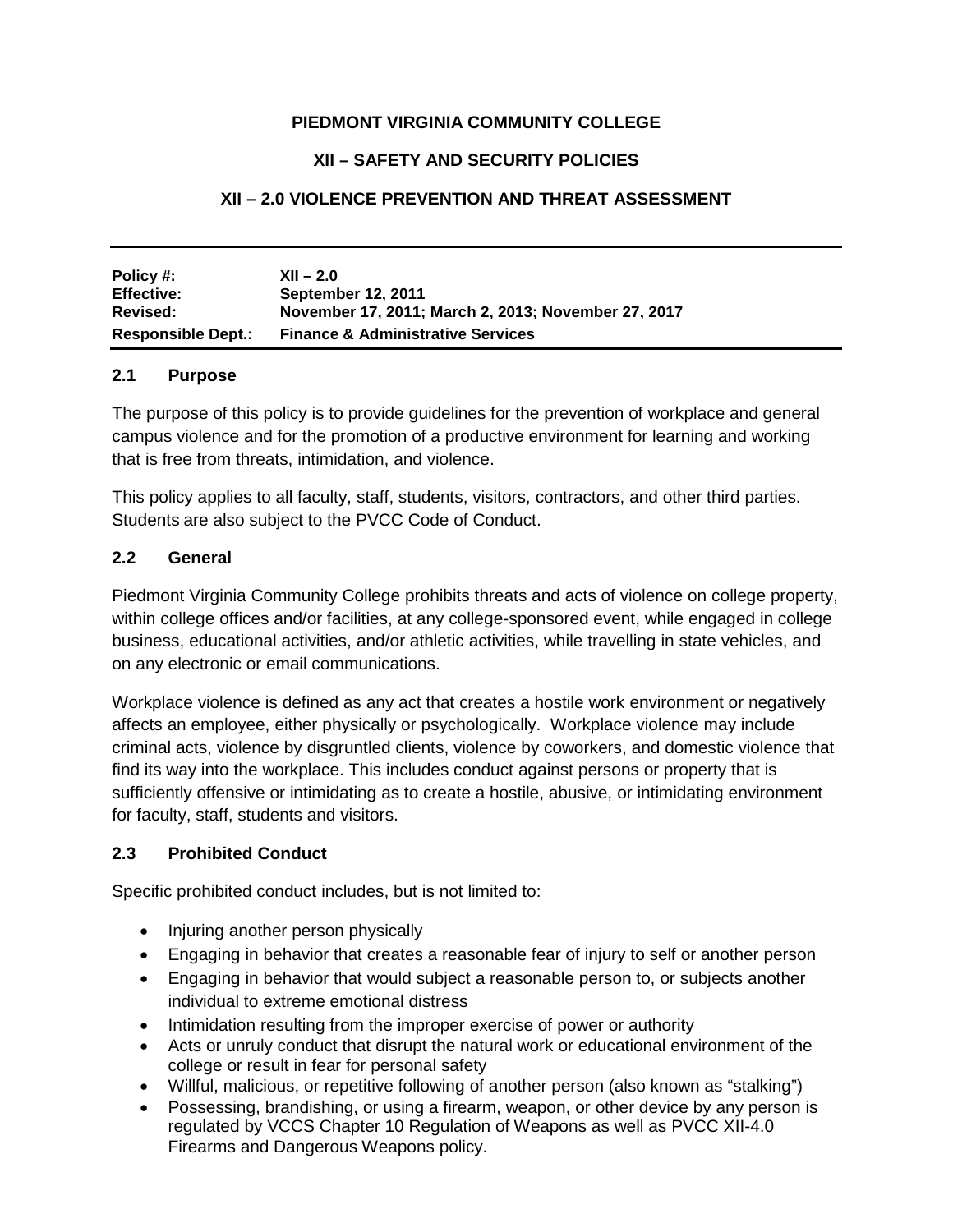# PIEDMONT VIRGINIA COMMUNITY COLLEGE

## XII – SAFETY AND SECURITY POLICIES

## XII – 2.0 VIOLENCE PREVENTION AND THREAT ASSESSMENT

| | |
|---|---|
| **Policy #:** | **XII – 2.0** |
| **Effective:** | **September 12, 2011** |
| **Revised:** | **November 17, 2011; March 2, 2013; November 27, 2017** |
| **Responsible Dept.:** | **Finance & Administrative Services** |

### 2.1 Purpose

The purpose of this policy is to provide guidelines for the prevention of workplace and general campus violence and for the promotion of a productive environment for learning and working that is free from threats, intimidation, and violence.

This policy applies to all faculty, staff, students, visitors, contractors, and other third parties. Students are also subject to the PVCC Code of Conduct.

### 2.2 General

Piedmont Virginia Community College prohibits threats and acts of violence on college property, within college offices and/or facilities, at any college-sponsored event, while engaged in college business, educational activities, and/or athletic activities, while travelling in state vehicles, and on any electronic or email communications.

Workplace violence is defined as any act that creates a hostile work environment or negatively affects an employee, either physically or psychologically. Workplace violence may include criminal acts, violence by disgruntled clients, violence by coworkers, and domestic violence that find its way into the workplace. This includes conduct against persons or property that is sufficiently offensive or intimidating as to create a hostile, abusive, or intimidating environment for faculty, staff, students and visitors.

### 2.3 Prohibited Conduct

Specific prohibited conduct includes, but is not limited to:

- Injuring another person physically
- Engaging in behavior that creates a reasonable fear of injury to self or another person
- Engaging in behavior that would subject a reasonable person to, or subjects another individual to extreme emotional distress
- Intimidation resulting from the improper exercise of power or authority
- Acts or unruly conduct that disrupt the natural work or educational environment of the college or result in fear for personal safety
- Willful, malicious, or repetitive following of another person (also known as "stalking")
- Possessing, brandishing, or using a firearm, weapon, or other device by any person is regulated by VCCS Chapter 10 Regulation of Weapons as well as PVCC XII-4.0 Firearms and Dangerous Weapons policy.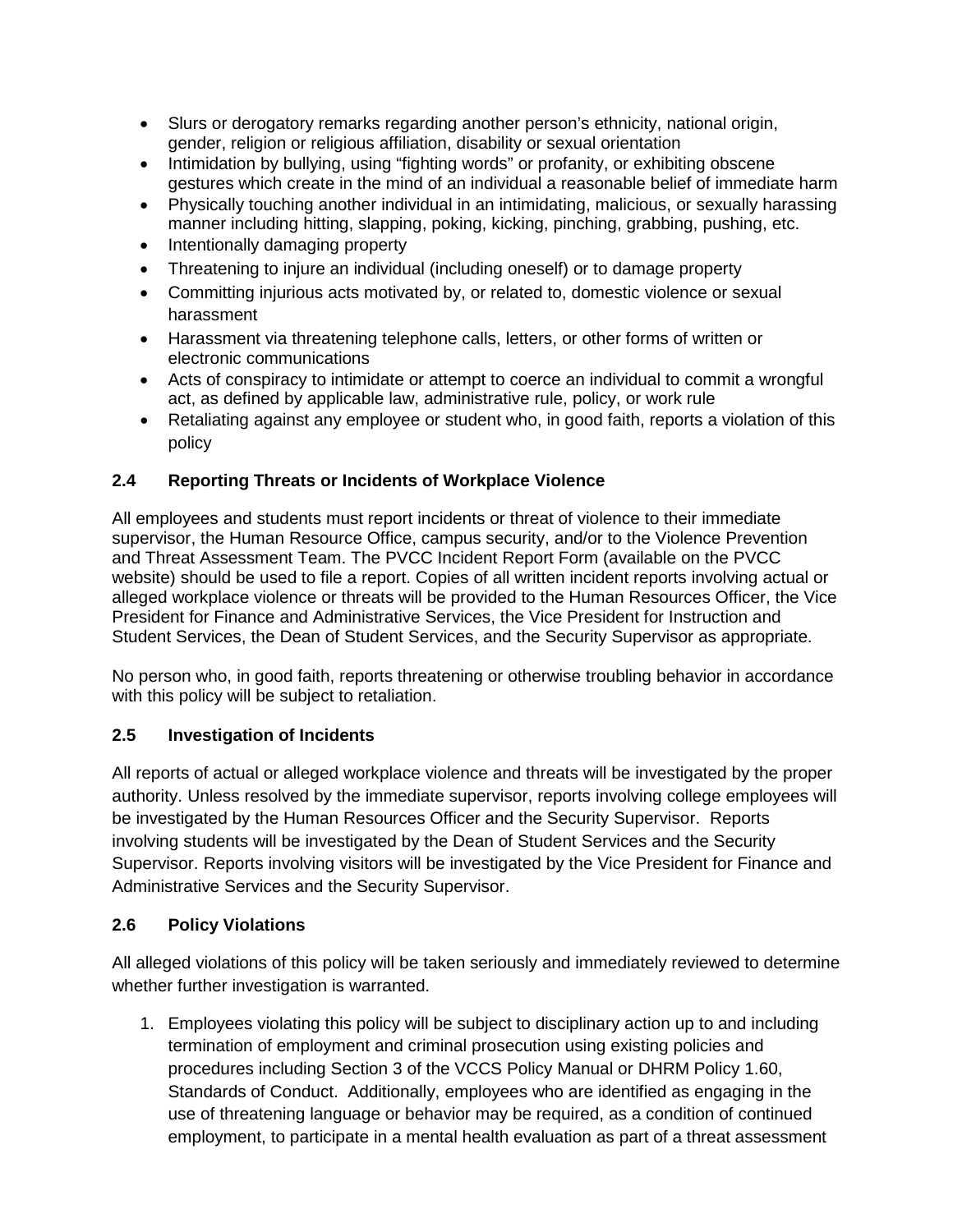- Slurs or derogatory remarks regarding another person's ethnicity, national origin, gender, religion or religious affiliation, disability or sexual orientation
- Intimidation by bullying, using "fighting words" or profanity, or exhibiting obscene gestures which create in the mind of an individual a reasonable belief of immediate harm
- Physically touching another individual in an intimidating, malicious, or sexually harassing manner including hitting, slapping, poking, kicking, pinching, grabbing, pushing, etc.
- Intentionally damaging property
- Threatening to injure an individual (including oneself) or to damage property
- Committing injurious acts motivated by, or related to, domestic violence or sexual harassment
- Harassment via threatening telephone calls, letters, or other forms of written or electronic communications
- Acts of conspiracy to intimidate or attempt to coerce an individual to commit a wrongful act, as defined by applicable law, administrative rule, policy, or work rule
- Retaliating against any employee or student who, in good faith, reports a violation of this policy

### 2.4 Reporting Threats or Incidents of Workplace Violence

All employees and students must report incidents or threat of violence to their immediate supervisor, the Human Resource Office, campus security, and/or to the Violence Prevention and Threat Assessment Team. The PVCC Incident Report Form (available on the PVCC website) should be used to file a report. Copies of all written incident reports involving actual or alleged workplace violence or threats will be provided to the Human Resources Officer, the Vice President for Finance and Administrative Services, the Vice President for Instruction and Student Services, the Dean of Student Services, and the Security Supervisor as appropriate.

No person who, in good faith, reports threatening or otherwise troubling behavior in accordance with this policy will be subject to retaliation.

### 2.5 Investigation of Incidents

All reports of actual or alleged workplace violence and threats will be investigated by the proper authority. Unless resolved by the immediate supervisor, reports involving college employees will be investigated by the Human Resources Officer and the Security Supervisor. Reports involving students will be investigated by the Dean of Student Services and the Security Supervisor. Reports involving visitors will be investigated by the Vice President for Finance and Administrative Services and the Security Supervisor.

### 2.6 Policy Violations

All alleged violations of this policy will be taken seriously and immediately reviewed to determine whether further investigation is warranted.

1. Employees violating this policy will be subject to disciplinary action up to and including termination of employment and criminal prosecution using existing policies and procedures including Section 3 of the VCCS Policy Manual or DHRM Policy 1.60, Standards of Conduct. Additionally, employees who are identified as engaging in the use of threatening language or behavior may be required, as a condition of continued employment, to participate in a mental health evaluation as part of a threat assessment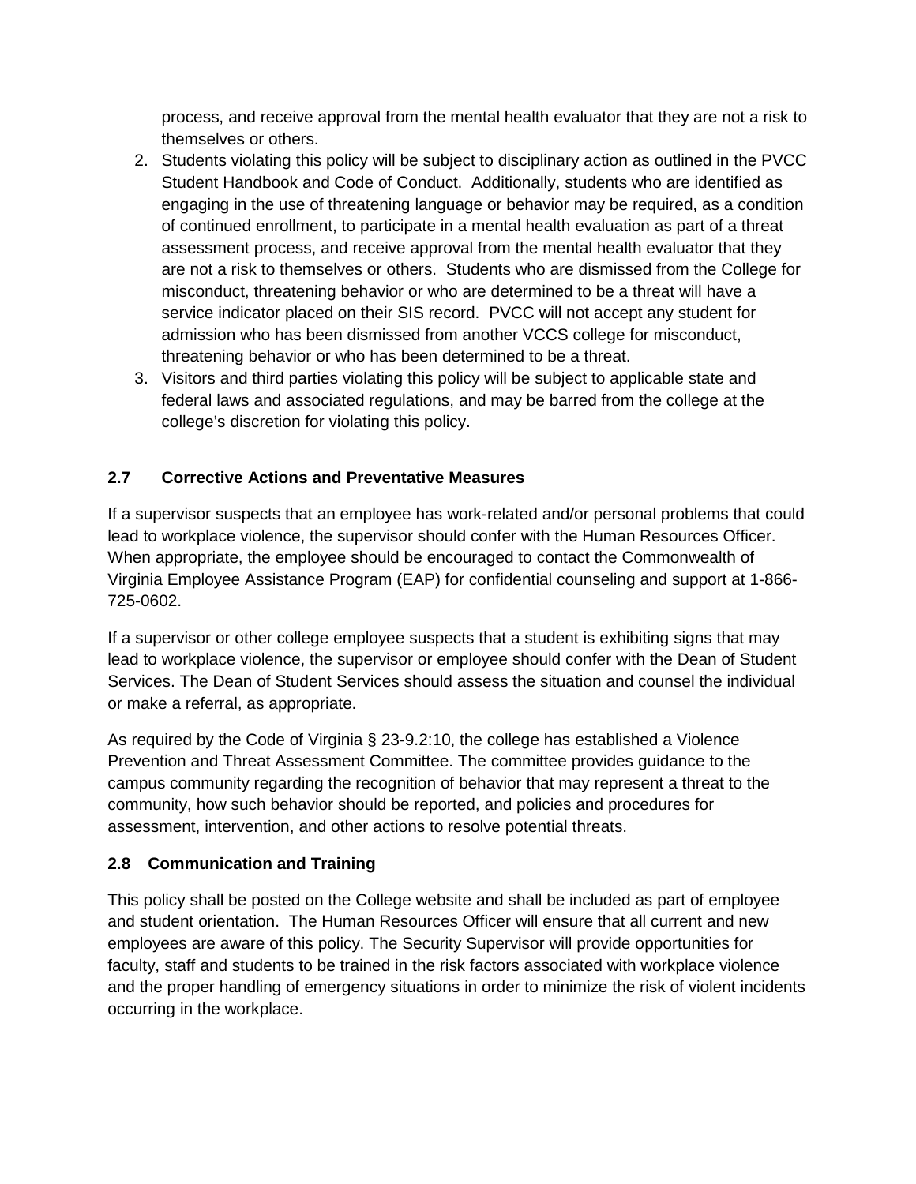process, and receive approval from the mental health evaluator that they are not a risk to themselves or others.

2. Students violating this policy will be subject to disciplinary action as outlined in the PVCC Student Handbook and Code of Conduct. Additionally, students who are identified as engaging in the use of threatening language or behavior may be required, as a condition of continued enrollment, to participate in a mental health evaluation as part of a threat assessment process, and receive approval from the mental health evaluator that they are not a risk to themselves or others. Students who are dismissed from the College for misconduct, threatening behavior or who are determined to be a threat will have a service indicator placed on their SIS record. PVCC will not accept any student for admission who has been dismissed from another VCCS college for misconduct, threatening behavior or who has been determined to be a threat.
3. Visitors and third parties violating this policy will be subject to applicable state and federal laws and associated regulations, and may be barred from the college at the college's discretion for violating this policy.

### 2.7 Corrective Actions and Preventative Measures

If a supervisor suspects that an employee has work-related and/or personal problems that could lead to workplace violence, the supervisor should confer with the Human Resources Officer. When appropriate, the employee should be encouraged to contact the Commonwealth of Virginia Employee Assistance Program (EAP) for confidential counseling and support at 1-866-725-0602.

If a supervisor or other college employee suspects that a student is exhibiting signs that may lead to workplace violence, the supervisor or employee should confer with the Dean of Student Services. The Dean of Student Services should assess the situation and counsel the individual or make a referral, as appropriate.

As required by the Code of Virginia § 23-9.2:10, the college has established a Violence Prevention and Threat Assessment Committee. The committee provides guidance to the campus community regarding the recognition of behavior that may represent a threat to the community, how such behavior should be reported, and policies and procedures for assessment, intervention, and other actions to resolve potential threats.

### 2.8 Communication and Training

This policy shall be posted on the College website and shall be included as part of employee and student orientation. The Human Resources Officer will ensure that all current and new employees are aware of this policy. The Security Supervisor will provide opportunities for faculty, staff and students to be trained in the risk factors associated with workplace violence and the proper handling of emergency situations in order to minimize the risk of violent incidents occurring in the workplace.